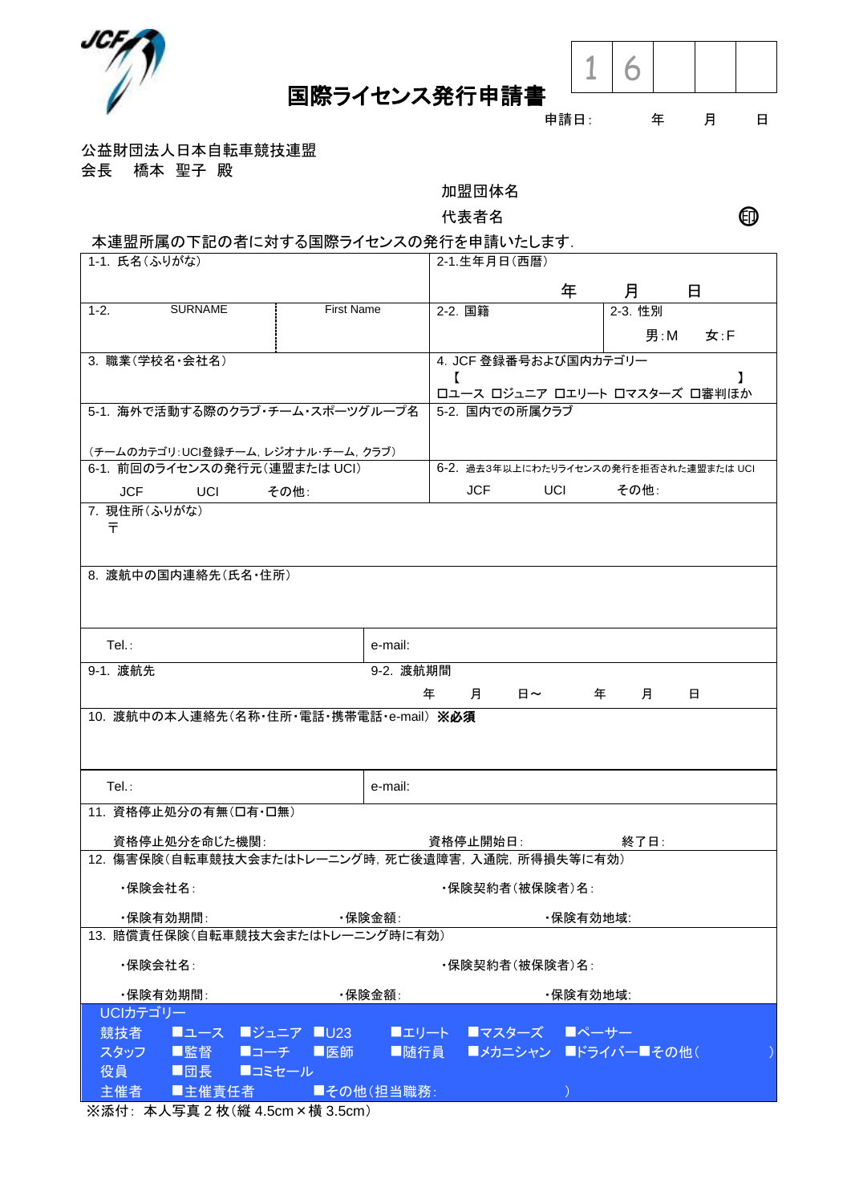| 1 | 6 | | | |
|---|---|---|---|---|

# 国際ライセンス発行申請書

申請日:　　　年　　月　　日

公益財団法人日本自転車競技連盟
会長　橋本 聖子 殿

加盟団体名

代表者名　　　　　　　　　　㊞

本連盟所属の下記の者に対する国際ライセンスの発行を申請いたします.

| 1-1. 氏名(ふりがな) | | 2-1.生年月日(西暦)<br>年　　月　　日 | |
|---|---|---|---|
| 1-2. SURNAME | First Name | 2-2. 国籍 | 2-3. 性別<br>男:M　女:F |
| 3. 職業(学校名・会社名) | | 4. JCF 登録番号および国内カテゴリー<br>【　　　　　　　　　　】<br>ロユース ロジュニア ロエリート ロマスターズ ロ審判ほか | |
| 5-1. 海外で活動する際のクラブ・チーム・スポーツグループ名<br>(チームのカテゴリ:UCI登録チーム, レジオナル·チーム, クラブ) | | 5-2. 国内での所属クラブ | |
| 6-1. 前回のライセンスの発行元(連盟または UCI)<br>JCF　UCI　その他: | | 6-2. 過去3年以上にわたりライセンスの発行を拒否された連盟または UCI<br>JCF　UCI　その他: | |

| 7. 現住所(ふりがな)<br>〒 | |
|---|---|
| 8. 渡航中の国内連絡先(氏名・住所) | |
| Tel.: | e-mail: |
| 9-1. 渡航先 | 9-2. 渡航期間<br>年　月　日～　年　月　日 |
| 10. 渡航中の本人連絡先(名称・住所・電話・携帯電話・e-mail) ※必須 | |
| Tel.: | e-mail: |

11. 資格停止処分の有無(口有・口無)

資格停止処分を命じた機関:　　　資格停止開始日:　　　終了日:

12. 傷害保険(自転車競技大会またはトレーニング時, 死亡後遺障害, 入通院, 所得損失等に有効)

・保険会社名:　　　・保険契約者(被保険者)名:

・保険有効期間:　　　・保険金額:　　　・保険有効地域:

13. 賠償責任保険(自転車競技大会またはトレーニング時に有効)

・保険会社名:　　　・保険契約者(被保険者)名:

・保険有効期間:　　　・保険金額:　　　・保険有効地域:

UCIカテゴリー

| | | | | | | |
|---|---|---|---|---|---|---|
| 競技者 | ■ユース | ■ジュニア | ■U23 | ■エリート | ■マスターズ | ■ペーサー |
| スタッフ | ■監督 | ■コーチ | ■医師 | ■随行員 | ■メカニシャン | ■ドライバー■その他(　　) |
| 役員 | ■団長 | ■コミセール | | | | |
| 主催者 | ■主催責任者 | | ■その他(担当職務:　　) | | | |

※添付: 本人写真 2 枚(縦 4.5cm × 横 3.5cm)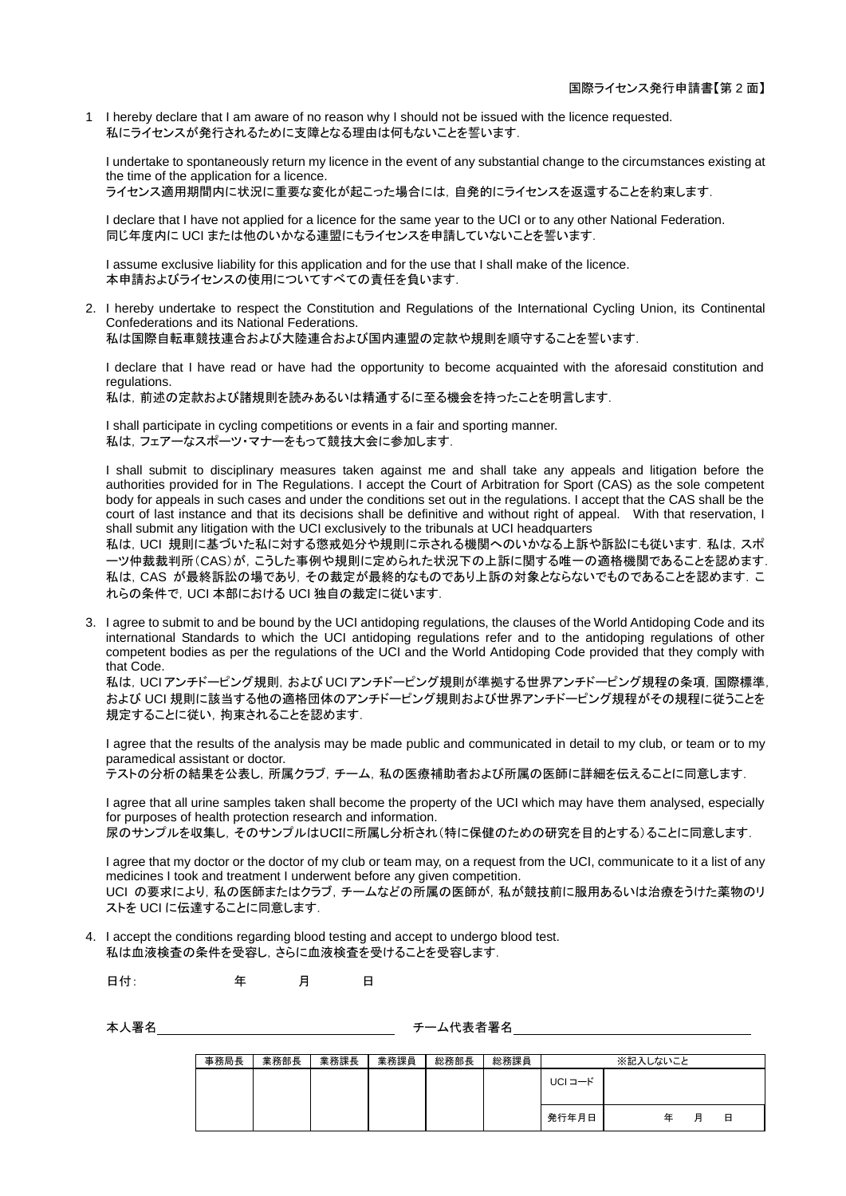国際ライセンス発行申請書【第 2 面】

1 I hereby declare that I am aware of no reason why I should not be issued with the licence requested.
私にライセンスが発行されるために支障となる理由は何もないことを誓います.

I undertake to spontaneously return my licence in the event of any substantial change to the circumstances existing at the time of the application for a licence.
ライセンス適用期間内に状況に重要な変化が起こった場合には，自発的にライセンスを返還することを約束します.

I declare that I have not applied for a licence for the same year to the UCI or to any other National Federation.
同じ年度内に UCI または他のいかなる連盟にもライセンスを申請していないことを誓います.

I assume exclusive liability for this application and for the use that I shall make of the licence.
本申請およびライセンスの使用についてすべての責任を負います.

2. I hereby undertake to respect the Constitution and Regulations of the International Cycling Union, its Continental Confederations and its National Federations.
私は国際自転車競技連合および大陸連合および国内連盟の定款や規則を順守することを誓います.

I declare that I have read or have had the opportunity to become acquainted with the aforesaid constitution and regulations.
私は，前述の定款および諸規則を読みあるいは精通するに至る機会を持ったことを明言します.

I shall participate in cycling competitions or events in a fair and sporting manner.
私は，フェアーなスポーツ・マナーをもって競技大会に参加します.

I shall submit to disciplinary measures taken against me and shall take any appeals and litigation before the authorities provided for in The Regulations. I accept the Court of Arbitration for Sport (CAS) as the sole competent body for appeals in such cases and under the conditions set out in the regulations. I accept that the CAS shall be the court of last instance and that its decisions shall be definitive and without right of appeal. With that reservation, I shall submit any litigation with the UCI exclusively to the tribunals at UCI headquarters
私は，UCI 規則に基づいた私に対する懲戒処分や規則に示される機関へのいかなる上訴や訴訟にも従います．私は，スポーツ仲裁裁判所（CAS）が，こうした事例や規則に定められた状況下の上訴に関する唯一の適格機関であることを認めます．私は，CAS が最終訴訟の場であり，その裁定が最終的なものであり上訴の対象とならないでものであることを認めます．これらの条件で，UCI 本部における UCI 独自の裁定に従います.

3. I agree to submit to and be bound by the UCI antidoping regulations, the clauses of the World Antidoping Code and its international Standards to which the UCI antidoping regulations refer and to the antidoping regulations of other competent bodies as per the regulations of the UCI and the World Antidoping Code provided that they comply with that Code.
私は，UCI アンチドーピング規則，および UCI アンチドーピング規則が準拠する世界アンチドーピング規程の条項，国際標準，および UCI 規則に該当する他の適格団体のアンチドーピング規則および世界アンチドーピング規程がその規程に従うことを規定することに従い，拘束されることを認めます.

I agree that the results of the analysis may be made public and communicated in detail to my club, or team or to my paramedical assistant or doctor.
テストの分析の結果を公表し，所属クラブ，チーム，私の医療補助者および所属の医師に詳細を伝えることに同意します.

I agree that all urine samples taken shall become the property of the UCI which may have them analysed, especially for purposes of health protection research and information.
尿のサンプルを収集し，そのサンプルはUCIに所属し分析され（特に保健のための研究を目的とする）ることに同意します.

I agree that my doctor or the doctor of my club or team may, on a request from the UCI, communicate to it a list of any medicines I took and treatment I underwent before any given competition.
UCI の要求により，私の医師またはクラブ，チームなどの所属の医師が，私が競技前に服用あるいは治療をうけた薬物のリストを UCI に伝達することに同意します.

4. I accept the conditions regarding blood testing and accept to undergo blood test.
私は血液検査の条件を受容し，さらに血液検査を受けることを受容します.

日付：　　　　年　　月　　日

本人署名＿＿＿＿＿＿＿＿＿＿＿＿＿＿　　チーム代表者署名＿＿＿＿＿＿＿＿＿＿＿＿＿＿

| 事務局長 | 業務部長 | 業務課長 | 業務課員 | 総務部長 | 総務課員 | ※記入しないこと | |
|---|---|---|---|---|---|---|---|
| | | | | | | UCI コード | |
| | | | | | | 発行年月日 | 年　月　日 |